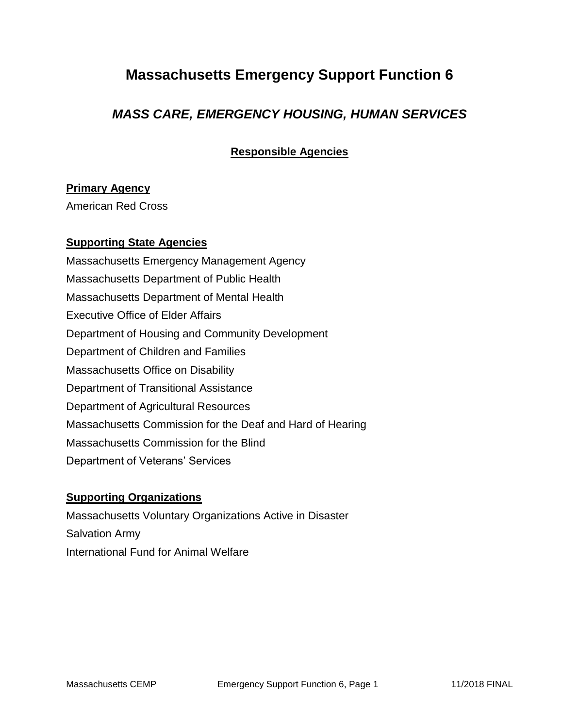# Massachusetts Emergency Support Function 6

## *MASS CARE, EMERGENCY HOUSING, HUMAN SERVICES*

### Responsible Agencies

**Primary Agency**

American Red Cross

**Supporting State Agencies**

Massachusetts Emergency Management Agency
Massachusetts Department of Public Health
Massachusetts Department of Mental Health
Executive Office of Elder Affairs
Department of Housing and Community Development
Department of Children and Families
Massachusetts Office on Disability
Department of Transitional Assistance
Department of Agricultural Resources
Massachusetts Commission for the Deaf and Hard of Hearing
Massachusetts Commission for the Blind
Department of Veterans' Services

**Supporting Organizations**

Massachusetts Voluntary Organizations Active in Disaster
Salvation Army
International Fund for Animal Welfare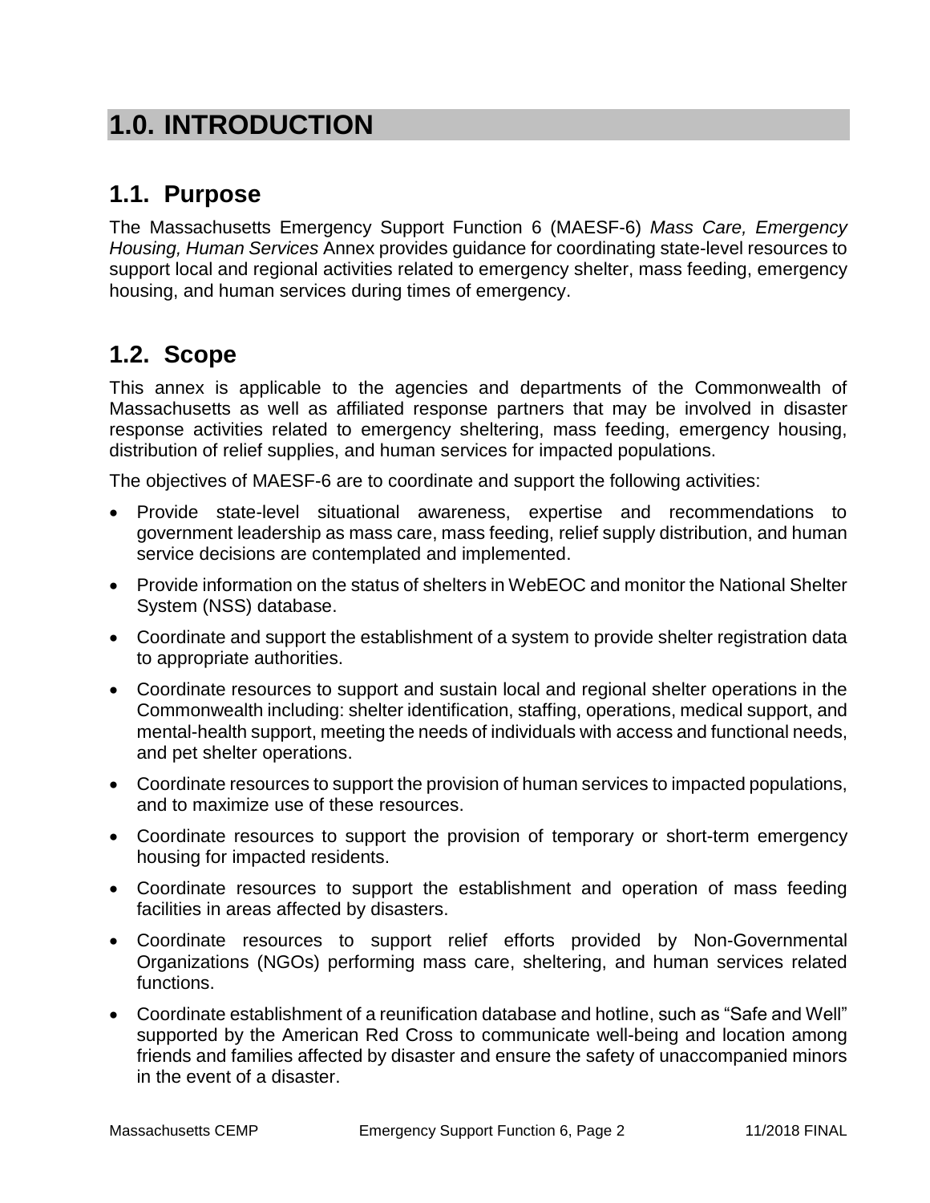# 1.0. INTRODUCTION

## 1.1. Purpose

The Massachusetts Emergency Support Function 6 (MAESF-6) *Mass Care, Emergency Housing, Human Services* Annex provides guidance for coordinating state-level resources to support local and regional activities related to emergency shelter, mass feeding, emergency housing, and human services during times of emergency.

## 1.2. Scope

This annex is applicable to the agencies and departments of the Commonwealth of Massachusetts as well as affiliated response partners that may be involved in disaster response activities related to emergency sheltering, mass feeding, emergency housing, distribution of relief supplies, and human services for impacted populations.

The objectives of MAESF-6 are to coordinate and support the following activities:

- Provide state-level situational awareness, expertise and recommendations to government leadership as mass care, mass feeding, relief supply distribution, and human service decisions are contemplated and implemented.
- Provide information on the status of shelters in WebEOC and monitor the National Shelter System (NSS) database.
- Coordinate and support the establishment of a system to provide shelter registration data to appropriate authorities.
- Coordinate resources to support and sustain local and regional shelter operations in the Commonwealth including: shelter identification, staffing, operations, medical support, and mental-health support, meeting the needs of individuals with access and functional needs, and pet shelter operations.
- Coordinate resources to support the provision of human services to impacted populations, and to maximize use of these resources.
- Coordinate resources to support the provision of temporary or short-term emergency housing for impacted residents.
- Coordinate resources to support the establishment and operation of mass feeding facilities in areas affected by disasters.
- Coordinate resources to support relief efforts provided by Non-Governmental Organizations (NGOs) performing mass care, sheltering, and human services related functions.
- Coordinate establishment of a reunification database and hotline, such as "Safe and Well" supported by the American Red Cross to communicate well-being and location among friends and families affected by disaster and ensure the safety of unaccompanied minors in the event of a disaster.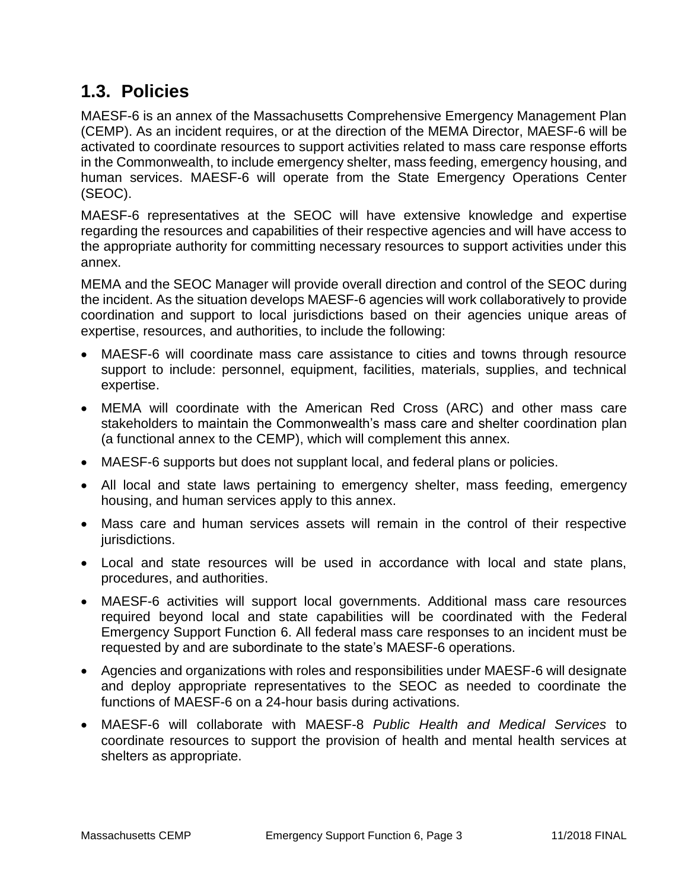## 1.3. Policies

MAESF-6 is an annex of the Massachusetts Comprehensive Emergency Management Plan (CEMP). As an incident requires, or at the direction of the MEMA Director, MAESF-6 will be activated to coordinate resources to support activities related to mass care response efforts in the Commonwealth, to include emergency shelter, mass feeding, emergency housing, and human services. MAESF-6 will operate from the State Emergency Operations Center (SEOC).

MAESF-6 representatives at the SEOC will have extensive knowledge and expertise regarding the resources and capabilities of their respective agencies and will have access to the appropriate authority for committing necessary resources to support activities under this annex.

MEMA and the SEOC Manager will provide overall direction and control of the SEOC during the incident. As the situation develops MAESF-6 agencies will work collaboratively to provide coordination and support to local jurisdictions based on their agencies unique areas of expertise, resources, and authorities, to include the following:

- MAESF-6 will coordinate mass care assistance to cities and towns through resource support to include: personnel, equipment, facilities, materials, supplies, and technical expertise.
- MEMA will coordinate with the American Red Cross (ARC) and other mass care stakeholders to maintain the Commonwealth's mass care and shelter coordination plan (a functional annex to the CEMP), which will complement this annex.
- MAESF-6 supports but does not supplant local, and federal plans or policies.
- All local and state laws pertaining to emergency shelter, mass feeding, emergency housing, and human services apply to this annex.
- Mass care and human services assets will remain in the control of their respective jurisdictions.
- Local and state resources will be used in accordance with local and state plans, procedures, and authorities.
- MAESF-6 activities will support local governments. Additional mass care resources required beyond local and state capabilities will be coordinated with the Federal Emergency Support Function 6. All federal mass care responses to an incident must be requested by and are subordinate to the state's MAESF-6 operations.
- Agencies and organizations with roles and responsibilities under MAESF-6 will designate and deploy appropriate representatives to the SEOC as needed to coordinate the functions of MAESF-6 on a 24-hour basis during activations.
- MAESF-6 will collaborate with MAESF-8 *Public Health and Medical Services* to coordinate resources to support the provision of health and mental health services at shelters as appropriate.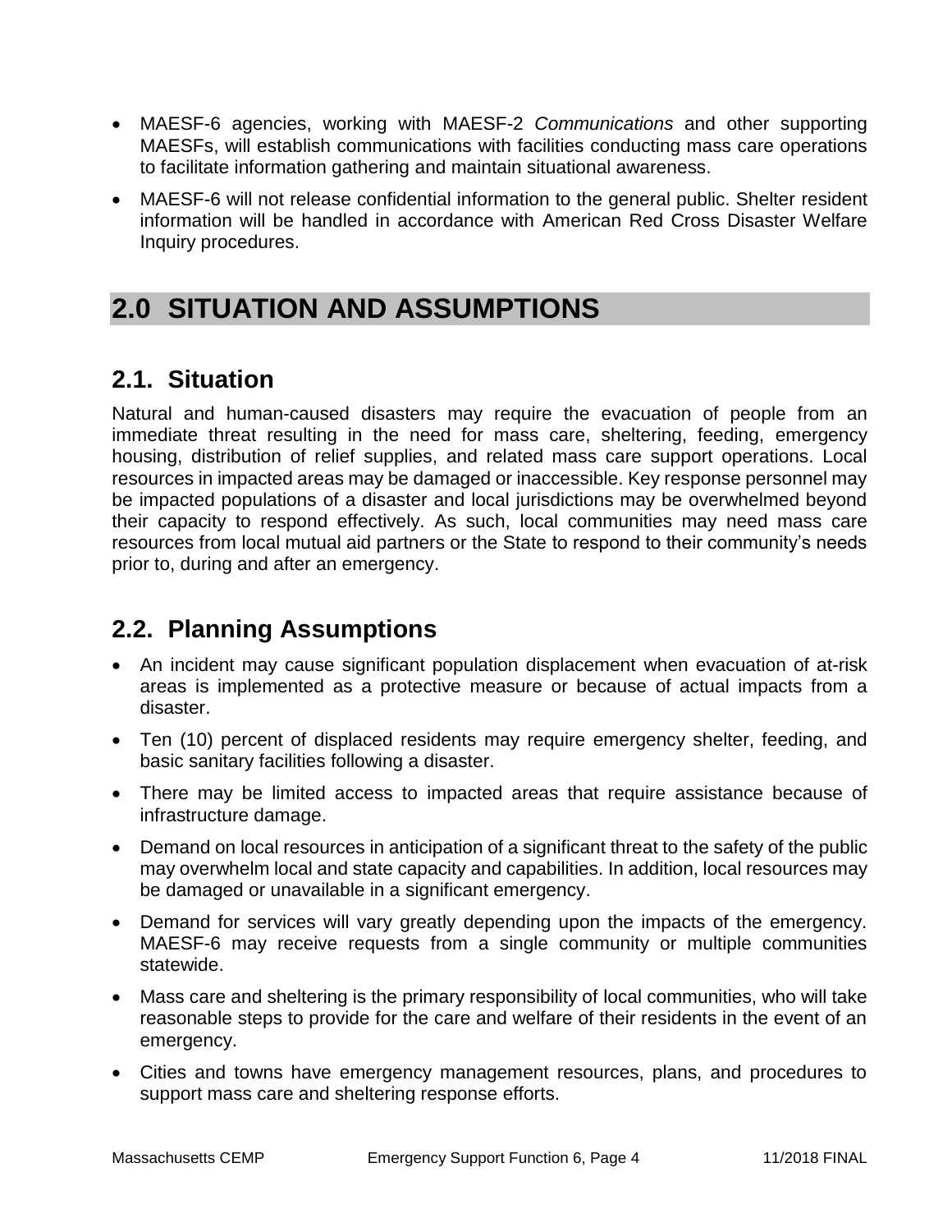- MAESF-6 agencies, working with MAESF-2 *Communications* and other supporting MAESFs, will establish communications with facilities conducting mass care operations to facilitate information gathering and maintain situational awareness.
- MAESF-6 will not release confidential information to the general public. Shelter resident information will be handled in accordance with American Red Cross Disaster Welfare Inquiry procedures.

# 2.0 SITUATION AND ASSUMPTIONS

## 2.1. Situation

Natural and human-caused disasters may require the evacuation of people from an immediate threat resulting in the need for mass care, sheltering, feeding, emergency housing, distribution of relief supplies, and related mass care support operations. Local resources in impacted areas may be damaged or inaccessible. Key response personnel may be impacted populations of a disaster and local jurisdictions may be overwhelmed beyond their capacity to respond effectively. As such, local communities may need mass care resources from local mutual aid partners or the State to respond to their community's needs prior to, during and after an emergency.

## 2.2. Planning Assumptions

- An incident may cause significant population displacement when evacuation of at-risk areas is implemented as a protective measure or because of actual impacts from a disaster.
- Ten (10) percent of displaced residents may require emergency shelter, feeding, and basic sanitary facilities following a disaster.
- There may be limited access to impacted areas that require assistance because of infrastructure damage.
- Demand on local resources in anticipation of a significant threat to the safety of the public may overwhelm local and state capacity and capabilities. In addition, local resources may be damaged or unavailable in a significant emergency.
- Demand for services will vary greatly depending upon the impacts of the emergency. MAESF-6 may receive requests from a single community or multiple communities statewide.
- Mass care and sheltering is the primary responsibility of local communities, who will take reasonable steps to provide for the care and welfare of their residents in the event of an emergency.
- Cities and towns have emergency management resources, plans, and procedures to support mass care and sheltering response efforts.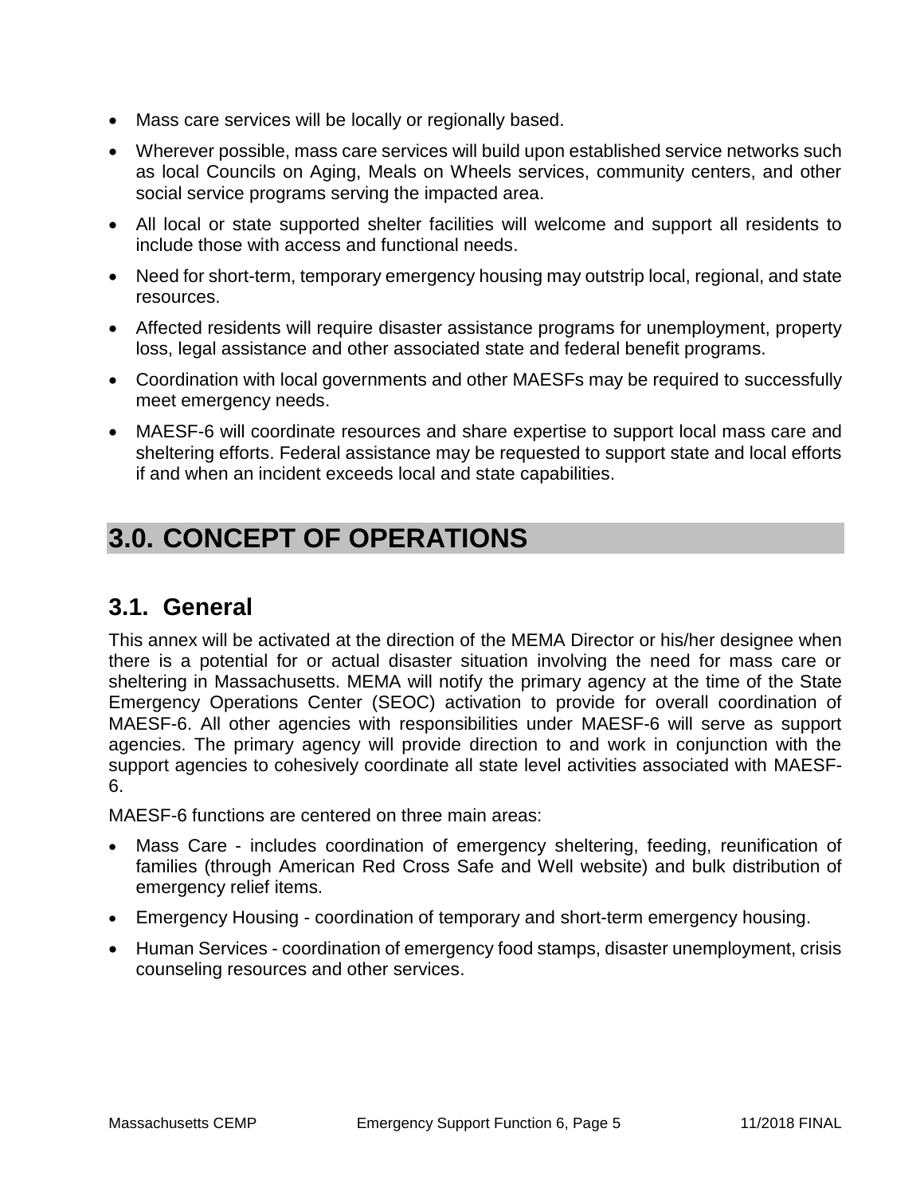- Mass care services will be locally or regionally based.
- Wherever possible, mass care services will build upon established service networks such as local Councils on Aging, Meals on Wheels services, community centers, and other social service programs serving the impacted area.
- All local or state supported shelter facilities will welcome and support all residents to include those with access and functional needs.
- Need for short-term, temporary emergency housing may outstrip local, regional, and state resources.
- Affected residents will require disaster assistance programs for unemployment, property loss, legal assistance and other associated state and federal benefit programs.
- Coordination with local governments and other MAESFs may be required to successfully meet emergency needs.
- MAESF-6 will coordinate resources and share expertise to support local mass care and sheltering efforts. Federal assistance may be requested to support state and local efforts if and when an incident exceeds local and state capabilities.

# 3.0. CONCEPT OF OPERATIONS

## 3.1. General

This annex will be activated at the direction of the MEMA Director or his/her designee when there is a potential for or actual disaster situation involving the need for mass care or sheltering in Massachusetts. MEMA will notify the primary agency at the time of the State Emergency Operations Center (SEOC) activation to provide for overall coordination of MAESF-6. All other agencies with responsibilities under MAESF-6 will serve as support agencies. The primary agency will provide direction to and work in conjunction with the support agencies to cohesively coordinate all state level activities associated with MAESF-6.

MAESF-6 functions are centered on three main areas:

- Mass Care - includes coordination of emergency sheltering, feeding, reunification of families (through American Red Cross Safe and Well website) and bulk distribution of emergency relief items.
- Emergency Housing - coordination of temporary and short-term emergency housing.
- Human Services - coordination of emergency food stamps, disaster unemployment, crisis counseling resources and other services.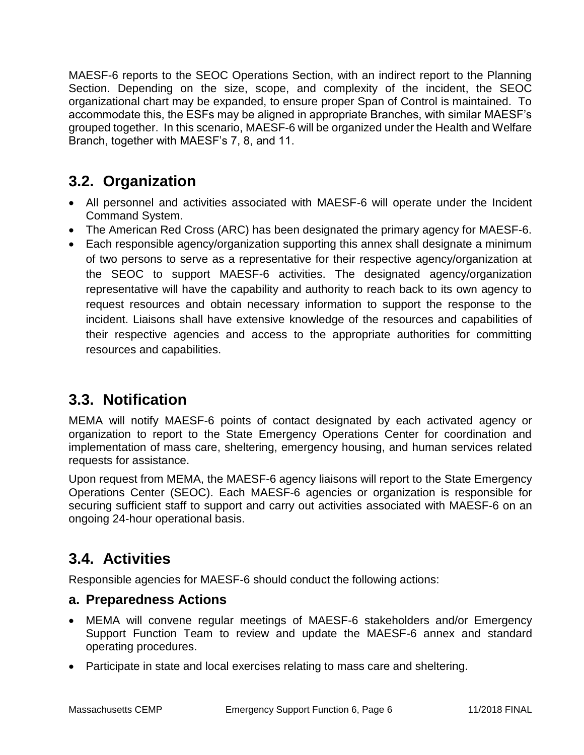MAESF-6 reports to the SEOC Operations Section, with an indirect report to the Planning Section. Depending on the size, scope, and complexity of the incident, the SEOC organizational chart may be expanded, to ensure proper Span of Control is maintained. To accommodate this, the ESFs may be aligned in appropriate Branches, with similar MAESF's grouped together. In this scenario, MAESF-6 will be organized under the Health and Welfare Branch, together with MAESF's 7, 8, and 11.

## 3.2. Organization

- All personnel and activities associated with MAESF-6 will operate under the Incident Command System.
- The American Red Cross (ARC) has been designated the primary agency for MAESF-6.
- Each responsible agency/organization supporting this annex shall designate a minimum of two persons to serve as a representative for their respective agency/organization at the SEOC to support MAESF-6 activities. The designated agency/organization representative will have the capability and authority to reach back to its own agency to request resources and obtain necessary information to support the response to the incident. Liaisons shall have extensive knowledge of the resources and capabilities of their respective agencies and access to the appropriate authorities for committing resources and capabilities.

## 3.3. Notification

MEMA will notify MAESF-6 points of contact designated by each activated agency or organization to report to the State Emergency Operations Center for coordination and implementation of mass care, sheltering, emergency housing, and human services related requests for assistance.

Upon request from MEMA, the MAESF-6 agency liaisons will report to the State Emergency Operations Center (SEOC). Each MAESF-6 agencies or organization is responsible for securing sufficient staff to support and carry out activities associated with MAESF-6 on an ongoing 24-hour operational basis.

## 3.4. Activities

Responsible agencies for MAESF-6 should conduct the following actions:

### a. Preparedness Actions

- MEMA will convene regular meetings of MAESF-6 stakeholders and/or Emergency Support Function Team to review and update the MAESF-6 annex and standard operating procedures.
- Participate in state and local exercises relating to mass care and sheltering.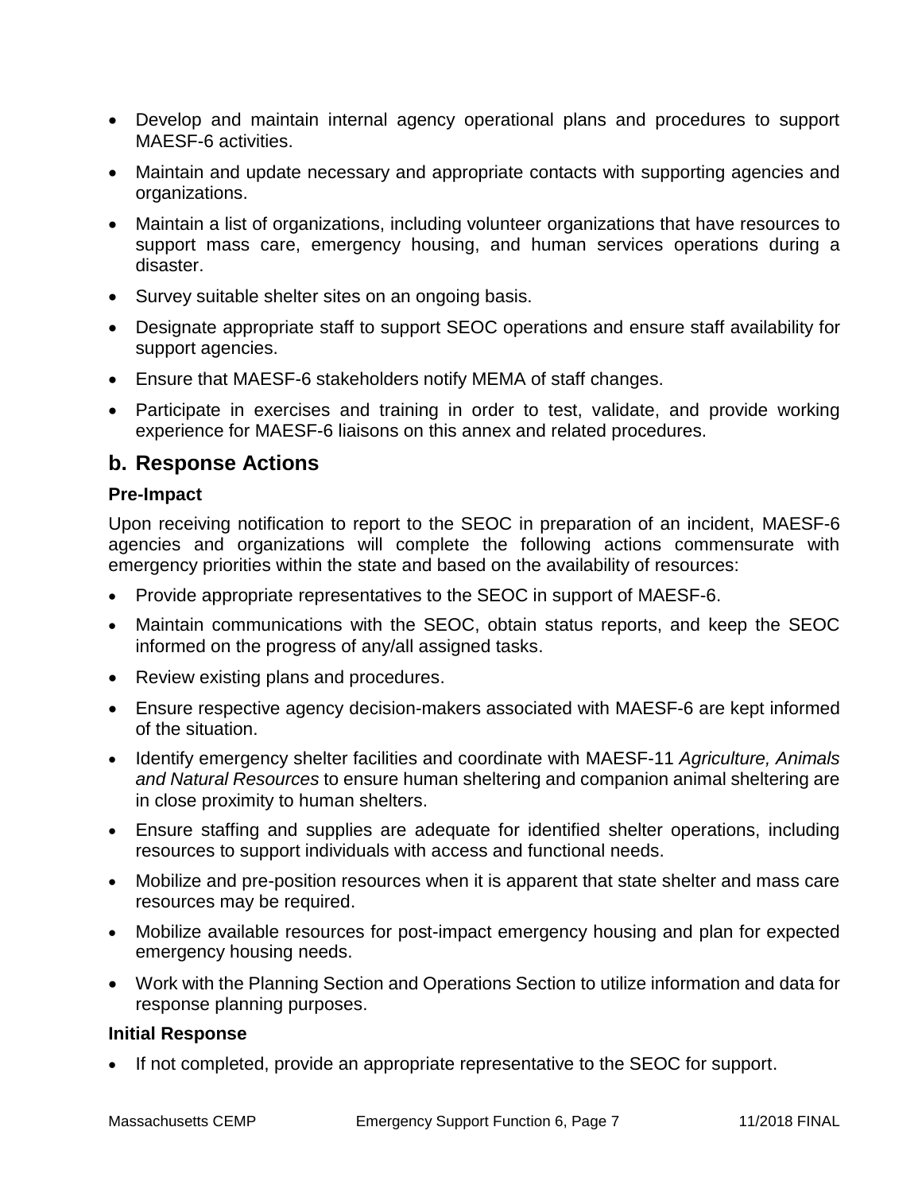- Develop and maintain internal agency operational plans and procedures to support MAESF-6 activities.
- Maintain and update necessary and appropriate contacts with supporting agencies and organizations.
- Maintain a list of organizations, including volunteer organizations that have resources to support mass care, emergency housing, and human services operations during a disaster.
- Survey suitable shelter sites on an ongoing basis.
- Designate appropriate staff to support SEOC operations and ensure staff availability for support agencies.
- Ensure that MAESF-6 stakeholders notify MEMA of staff changes.
- Participate in exercises and training in order to test, validate, and provide working experience for MAESF-6 liaisons on this annex and related procedures.

## b. Response Actions

**Pre-Impact**

Upon receiving notification to report to the SEOC in preparation of an incident, MAESF-6 agencies and organizations will complete the following actions commensurate with emergency priorities within the state and based on the availability of resources:

- Provide appropriate representatives to the SEOC in support of MAESF-6.
- Maintain communications with the SEOC, obtain status reports, and keep the SEOC informed on the progress of any/all assigned tasks.
- Review existing plans and procedures.
- Ensure respective agency decision-makers associated with MAESF-6 are kept informed of the situation.
- Identify emergency shelter facilities and coordinate with MAESF-11 *Agriculture, Animals and Natural Resources* to ensure human sheltering and companion animal sheltering are in close proximity to human shelters.
- Ensure staffing and supplies are adequate for identified shelter operations, including resources to support individuals with access and functional needs.
- Mobilize and pre-position resources when it is apparent that state shelter and mass care resources may be required.
- Mobilize available resources for post-impact emergency housing and plan for expected emergency housing needs.
- Work with the Planning Section and Operations Section to utilize information and data for response planning purposes.

**Initial Response**

- If not completed, provide an appropriate representative to the SEOC for support.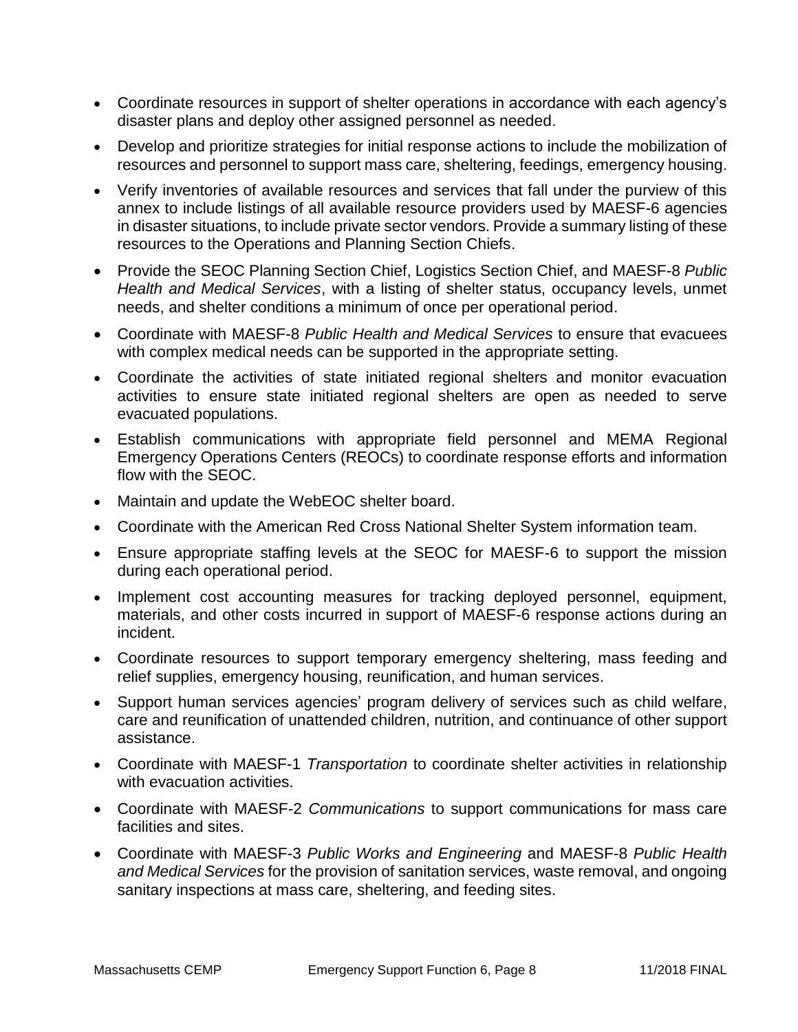- Coordinate resources in support of shelter operations in accordance with each agency's disaster plans and deploy other assigned personnel as needed.
- Develop and prioritize strategies for initial response actions to include the mobilization of resources and personnel to support mass care, sheltering, feedings, emergency housing.
- Verify inventories of available resources and services that fall under the purview of this annex to include listings of all available resource providers used by MAESF-6 agencies in disaster situations, to include private sector vendors. Provide a summary listing of these resources to the Operations and Planning Section Chiefs.
- Provide the SEOC Planning Section Chief, Logistics Section Chief, and MAESF-8 *Public Health and Medical Services*, with a listing of shelter status, occupancy levels, unmet needs, and shelter conditions a minimum of once per operational period.
- Coordinate with MAESF-8 *Public Health and Medical Services* to ensure that evacuees with complex medical needs can be supported in the appropriate setting.
- Coordinate the activities of state initiated regional shelters and monitor evacuation activities to ensure state initiated regional shelters are open as needed to serve evacuated populations.
- Establish communications with appropriate field personnel and MEMA Regional Emergency Operations Centers (REOCs) to coordinate response efforts and information flow with the SEOC.
- Maintain and update the WebEOC shelter board.
- Coordinate with the American Red Cross National Shelter System information team.
- Ensure appropriate staffing levels at the SEOC for MAESF-6 to support the mission during each operational period.
- Implement cost accounting measures for tracking deployed personnel, equipment, materials, and other costs incurred in support of MAESF-6 response actions during an incident.
- Coordinate resources to support temporary emergency sheltering, mass feeding and relief supplies, emergency housing, reunification, and human services.
- Support human services agencies' program delivery of services such as child welfare, care and reunification of unattended children, nutrition, and continuance of other support assistance.
- Coordinate with MAESF-1 *Transportation* to coordinate shelter activities in relationship with evacuation activities.
- Coordinate with MAESF-2 *Communications* to support communications for mass care facilities and sites.
- Coordinate with MAESF-3 *Public Works and Engineering* and MAESF-8 *Public Health and Medical Services* for the provision of sanitation services, waste removal, and ongoing sanitary inspections at mass care, sheltering, and feeding sites.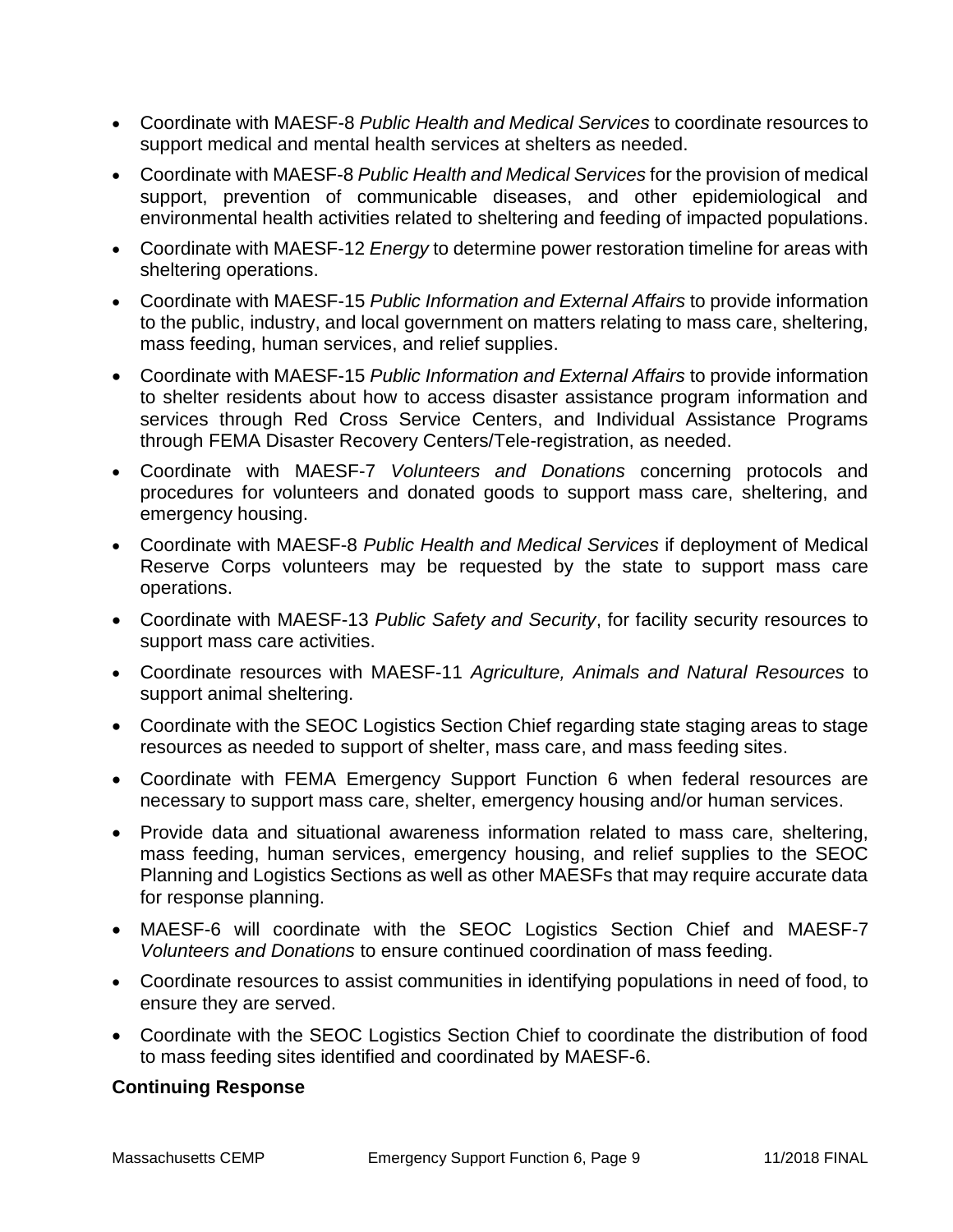- Coordinate with MAESF-8 *Public Health and Medical Services* to coordinate resources to support medical and mental health services at shelters as needed.
- Coordinate with MAESF-8 *Public Health and Medical Services* for the provision of medical support, prevention of communicable diseases, and other epidemiological and environmental health activities related to sheltering and feeding of impacted populations.
- Coordinate with MAESF-12 *Energy* to determine power restoration timeline for areas with sheltering operations.
- Coordinate with MAESF-15 *Public Information and External Affairs* to provide information to the public, industry, and local government on matters relating to mass care, sheltering, mass feeding, human services, and relief supplies.
- Coordinate with MAESF-15 *Public Information and External Affairs* to provide information to shelter residents about how to access disaster assistance program information and services through Red Cross Service Centers, and Individual Assistance Programs through FEMA Disaster Recovery Centers/Tele-registration, as needed.
- Coordinate with MAESF-7 *Volunteers and Donations* concerning protocols and procedures for volunteers and donated goods to support mass care, sheltering, and emergency housing.
- Coordinate with MAESF-8 *Public Health and Medical Services* if deployment of Medical Reserve Corps volunteers may be requested by the state to support mass care operations.
- Coordinate with MAESF-13 *Public Safety and Security*, for facility security resources to support mass care activities.
- Coordinate resources with MAESF-11 *Agriculture, Animals and Natural Resources* to support animal sheltering.
- Coordinate with the SEOC Logistics Section Chief regarding state staging areas to stage resources as needed to support of shelter, mass care, and mass feeding sites.
- Coordinate with FEMA Emergency Support Function 6 when federal resources are necessary to support mass care, shelter, emergency housing and/or human services.
- Provide data and situational awareness information related to mass care, sheltering, mass feeding, human services, emergency housing, and relief supplies to the SEOC Planning and Logistics Sections as well as other MAESFs that may require accurate data for response planning.
- MAESF-6 will coordinate with the SEOC Logistics Section Chief and MAESF-7 *Volunteers and Donations* to ensure continued coordination of mass feeding.
- Coordinate resources to assist communities in identifying populations in need of food, to ensure they are served.
- Coordinate with the SEOC Logistics Section Chief to coordinate the distribution of food to mass feeding sites identified and coordinated by MAESF-6.

**Continuing Response**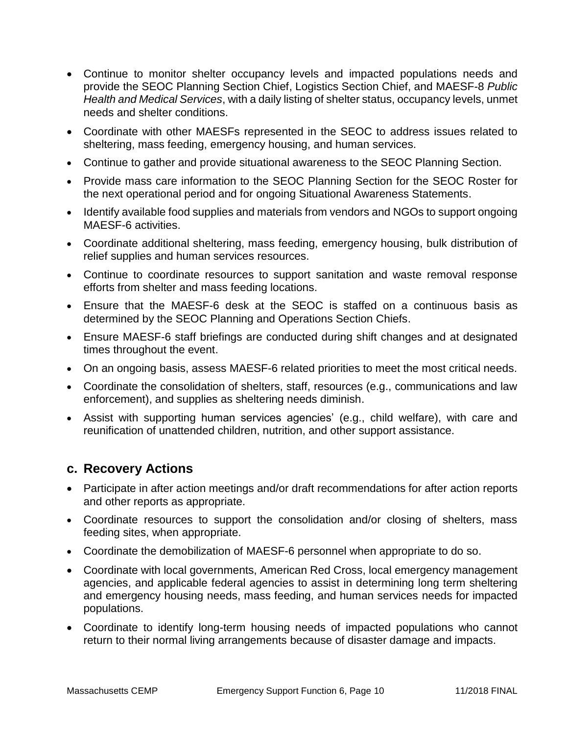- Continue to monitor shelter occupancy levels and impacted populations needs and provide the SEOC Planning Section Chief, Logistics Section Chief, and MAESF-8 *Public Health and Medical Services*, with a daily listing of shelter status, occupancy levels, unmet needs and shelter conditions.
- Coordinate with other MAESFs represented in the SEOC to address issues related to sheltering, mass feeding, emergency housing, and human services.
- Continue to gather and provide situational awareness to the SEOC Planning Section.
- Provide mass care information to the SEOC Planning Section for the SEOC Roster for the next operational period and for ongoing Situational Awareness Statements.
- Identify available food supplies and materials from vendors and NGOs to support ongoing MAESF-6 activities.
- Coordinate additional sheltering, mass feeding, emergency housing, bulk distribution of relief supplies and human services resources.
- Continue to coordinate resources to support sanitation and waste removal response efforts from shelter and mass feeding locations.
- Ensure that the MAESF-6 desk at the SEOC is staffed on a continuous basis as determined by the SEOC Planning and Operations Section Chiefs.
- Ensure MAESF-6 staff briefings are conducted during shift changes and at designated times throughout the event.
- On an ongoing basis, assess MAESF-6 related priorities to meet the most critical needs.
- Coordinate the consolidation of shelters, staff, resources (e.g., communications and law enforcement), and supplies as sheltering needs diminish.
- Assist with supporting human services agencies' (e.g., child welfare), with care and reunification of unattended children, nutrition, and other support assistance.

## c. Recovery Actions

- Participate in after action meetings and/or draft recommendations for after action reports and other reports as appropriate.
- Coordinate resources to support the consolidation and/or closing of shelters, mass feeding sites, when appropriate.
- Coordinate the demobilization of MAESF-6 personnel when appropriate to do so.
- Coordinate with local governments, American Red Cross, local emergency management agencies, and applicable federal agencies to assist in determining long term sheltering and emergency housing needs, mass feeding, and human services needs for impacted populations.
- Coordinate to identify long-term housing needs of impacted populations who cannot return to their normal living arrangements because of disaster damage and impacts.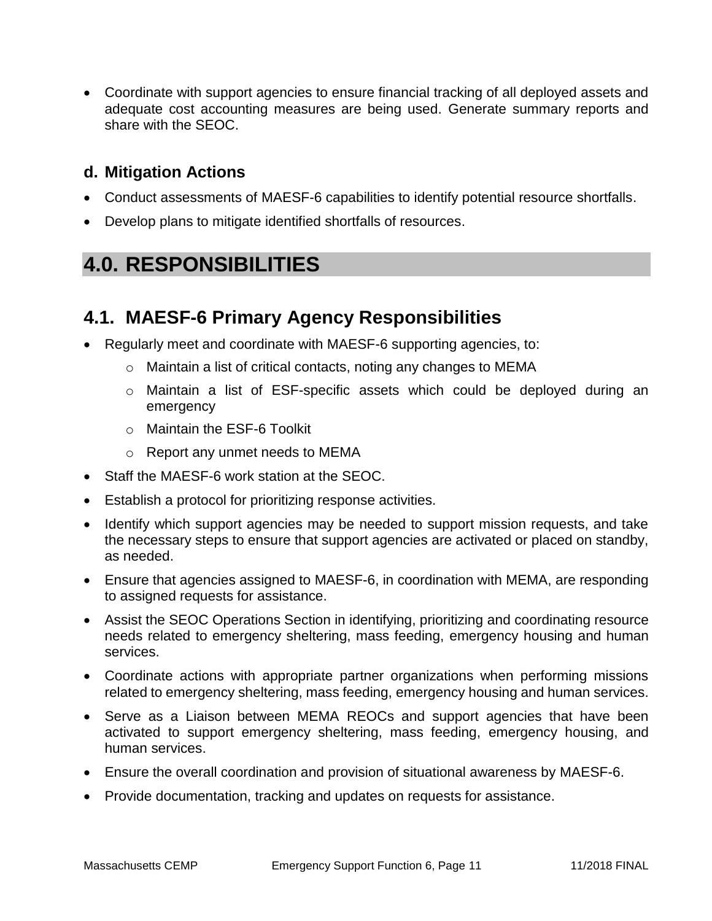- Coordinate with support agencies to ensure financial tracking of all deployed assets and adequate cost accounting measures are being used. Generate summary reports and share with the SEOC.

### d. Mitigation Actions

- Conduct assessments of MAESF-6 capabilities to identify potential resource shortfalls.
- Develop plans to mitigate identified shortfalls of resources.

# 4.0. RESPONSIBILITIES

## 4.1. MAESF-6 Primary Agency Responsibilities

- Regularly meet and coordinate with MAESF-6 supporting agencies, to:
  - Maintain a list of critical contacts, noting any changes to MEMA
  - Maintain a list of ESF-specific assets which could be deployed during an emergency
  - Maintain the ESF-6 Toolkit
  - Report any unmet needs to MEMA
- Staff the MAESF-6 work station at the SEOC.
- Establish a protocol for prioritizing response activities.
- Identify which support agencies may be needed to support mission requests, and take the necessary steps to ensure that support agencies are activated or placed on standby, as needed.
- Ensure that agencies assigned to MAESF-6, in coordination with MEMA, are responding to assigned requests for assistance.
- Assist the SEOC Operations Section in identifying, prioritizing and coordinating resource needs related to emergency sheltering, mass feeding, emergency housing and human services.
- Coordinate actions with appropriate partner organizations when performing missions related to emergency sheltering, mass feeding, emergency housing and human services.
- Serve as a Liaison between MEMA REOCs and support agencies that have been activated to support emergency sheltering, mass feeding, emergency housing, and human services.
- Ensure the overall coordination and provision of situational awareness by MAESF-6.
- Provide documentation, tracking and updates on requests for assistance.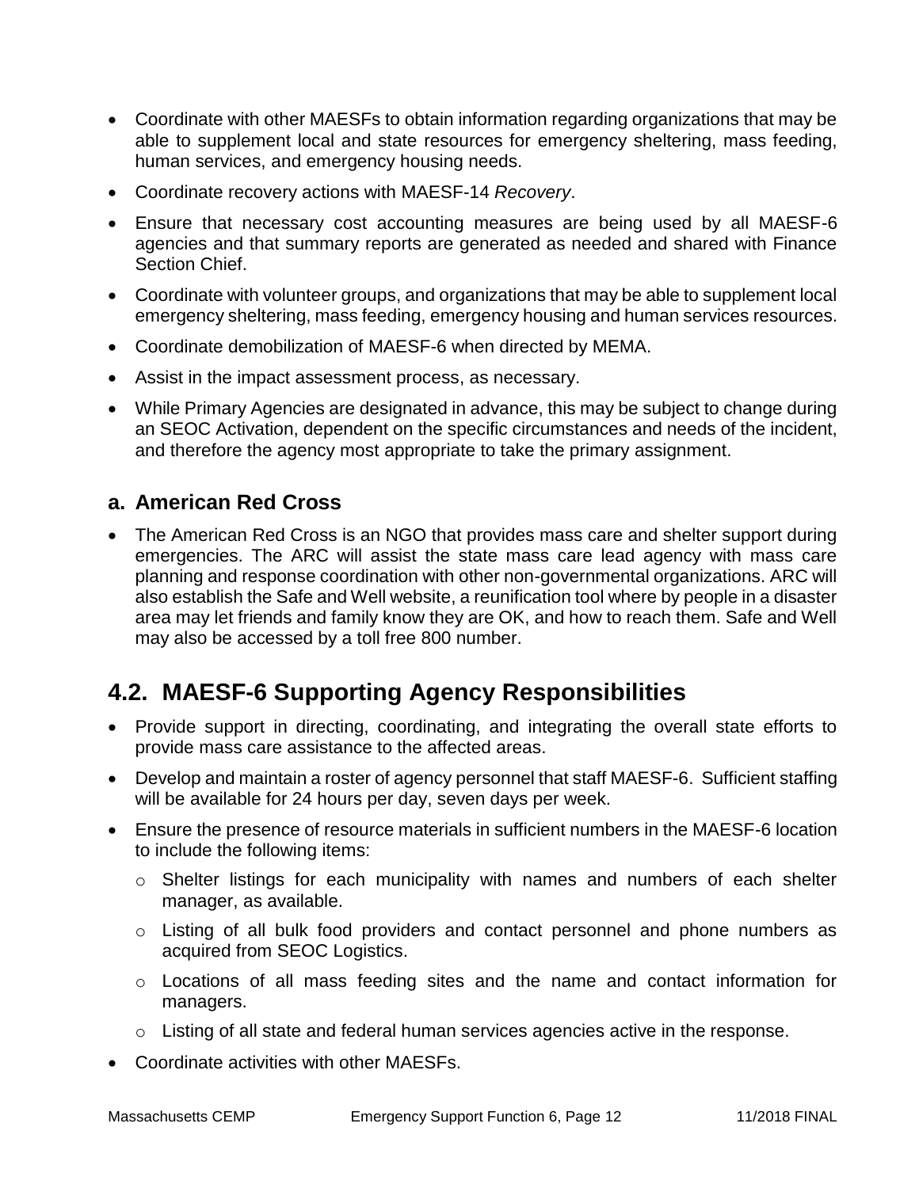- Coordinate with other MAESFs to obtain information regarding organizations that may be able to supplement local and state resources for emergency sheltering, mass feeding, human services, and emergency housing needs.
- Coordinate recovery actions with MAESF-14 *Recovery*.
- Ensure that necessary cost accounting measures are being used by all MAESF-6 agencies and that summary reports are generated as needed and shared with Finance Section Chief.
- Coordinate with volunteer groups, and organizations that may be able to supplement local emergency sheltering, mass feeding, emergency housing and human services resources.
- Coordinate demobilization of MAESF-6 when directed by MEMA.
- Assist in the impact assessment process, as necessary.
- While Primary Agencies are designated in advance, this may be subject to change during an SEOC Activation, dependent on the specific circumstances and needs of the incident, and therefore the agency most appropriate to take the primary assignment.

### a. American Red Cross

- The American Red Cross is an NGO that provides mass care and shelter support during emergencies. The ARC will assist the state mass care lead agency with mass care planning and response coordination with other non-governmental organizations. ARC will also establish the Safe and Well website, a reunification tool where by people in a disaster area may let friends and family know they are OK, and how to reach them. Safe and Well may also be accessed by a toll free 800 number.

## 4.2. MAESF-6 Supporting Agency Responsibilities

- Provide support in directing, coordinating, and integrating the overall state efforts to provide mass care assistance to the affected areas.
- Develop and maintain a roster of agency personnel that staff MAESF-6. Sufficient staffing will be available for 24 hours per day, seven days per week.
- Ensure the presence of resource materials in sufficient numbers in the MAESF-6 location to include the following items:
  - Shelter listings for each municipality with names and numbers of each shelter manager, as available.
  - Listing of all bulk food providers and contact personnel and phone numbers as acquired from SEOC Logistics.
  - Locations of all mass feeding sites and the name and contact information for managers.
  - Listing of all state and federal human services agencies active in the response.
- Coordinate activities with other MAESFs.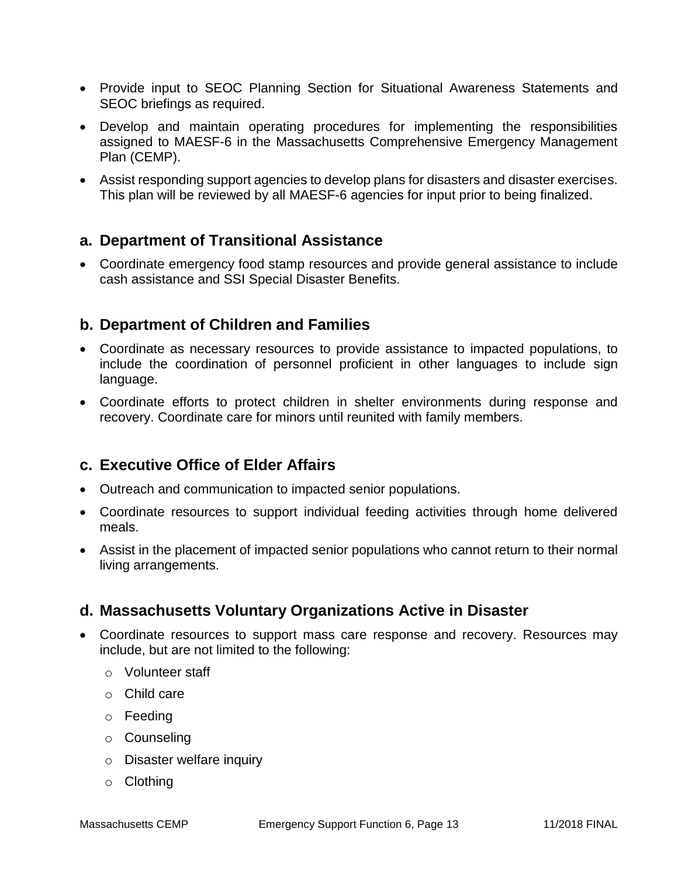- Provide input to SEOC Planning Section for Situational Awareness Statements and SEOC briefings as required.
- Develop and maintain operating procedures for implementing the responsibilities assigned to MAESF-6 in the Massachusetts Comprehensive Emergency Management Plan (CEMP).
- Assist responding support agencies to develop plans for disasters and disaster exercises. This plan will be reviewed by all MAESF-6 agencies for input prior to being finalized.

## a. Department of Transitional Assistance

- Coordinate emergency food stamp resources and provide general assistance to include cash assistance and SSI Special Disaster Benefits.

## b. Department of Children and Families

- Coordinate as necessary resources to provide assistance to impacted populations, to include the coordination of personnel proficient in other languages to include sign language.
- Coordinate efforts to protect children in shelter environments during response and recovery. Coordinate care for minors until reunited with family members.

## c. Executive Office of Elder Affairs

- Outreach and communication to impacted senior populations.
- Coordinate resources to support individual feeding activities through home delivered meals.
- Assist in the placement of impacted senior populations who cannot return to their normal living arrangements.

## d. Massachusetts Voluntary Organizations Active in Disaster

- Coordinate resources to support mass care response and recovery. Resources may include, but are not limited to the following:
  - Volunteer staff
  - Child care
  - Feeding
  - Counseling
  - Disaster welfare inquiry
  - Clothing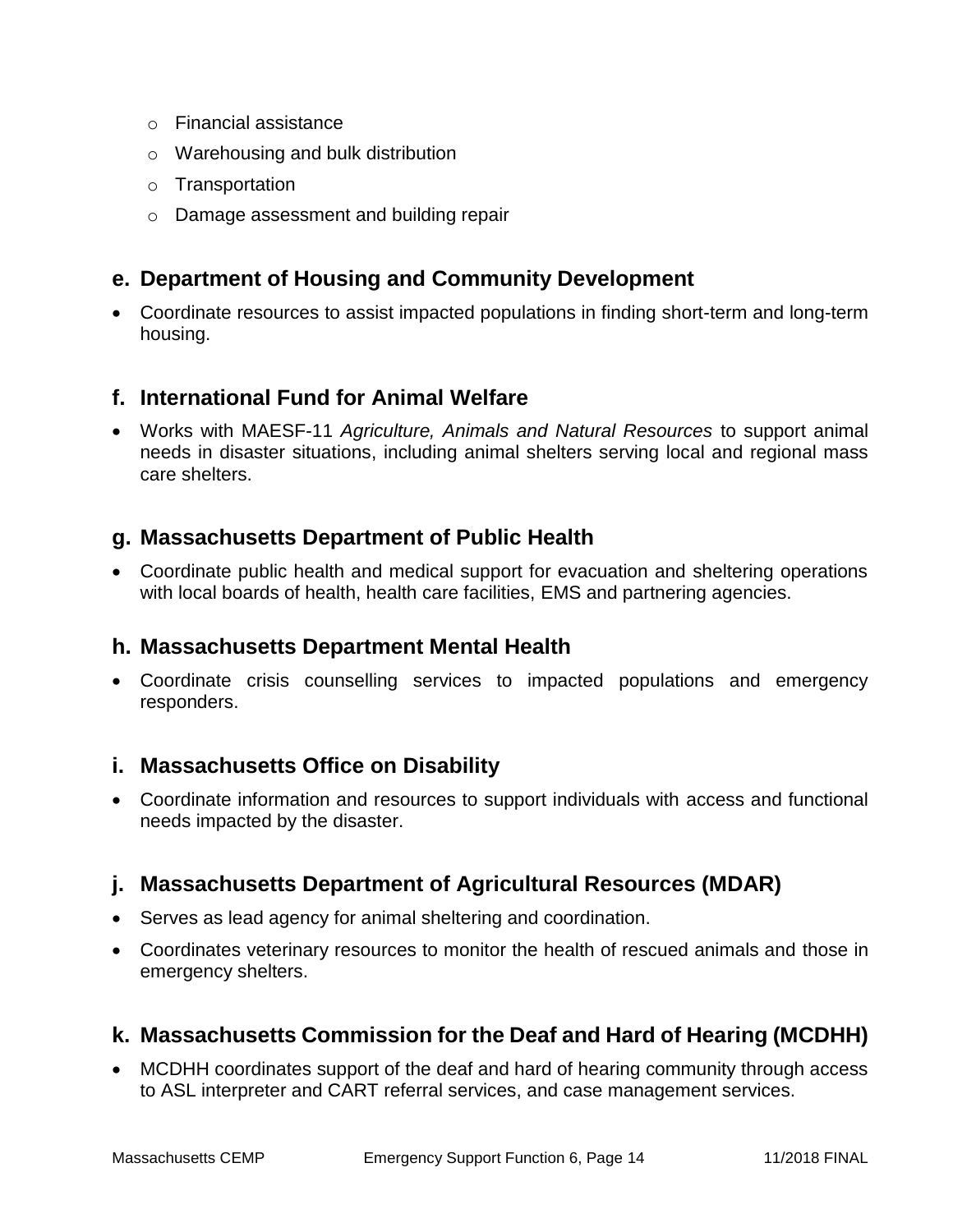- Financial assistance
- Warehousing and bulk distribution
- Transportation
- Damage assessment and building repair

## e. Department of Housing and Community Development

- Coordinate resources to assist impacted populations in finding short-term and long-term housing.

## f. International Fund for Animal Welfare

- Works with MAESF-11 *Agriculture, Animals and Natural Resources* to support animal needs in disaster situations, including animal shelters serving local and regional mass care shelters.

## g. Massachusetts Department of Public Health

- Coordinate public health and medical support for evacuation and sheltering operations with local boards of health, health care facilities, EMS and partnering agencies.

## h. Massachusetts Department Mental Health

- Coordinate crisis counselling services to impacted populations and emergency responders.

## i. Massachusetts Office on Disability

- Coordinate information and resources to support individuals with access and functional needs impacted by the disaster.

## j. Massachusetts Department of Agricultural Resources (MDAR)

- Serves as lead agency for animal sheltering and coordination.
- Coordinates veterinary resources to monitor the health of rescued animals and those in emergency shelters.

## k. Massachusetts Commission for the Deaf and Hard of Hearing (MCDHH)

- MCDHH coordinates support of the deaf and hard of hearing community through access to ASL interpreter and CART referral services, and case management services.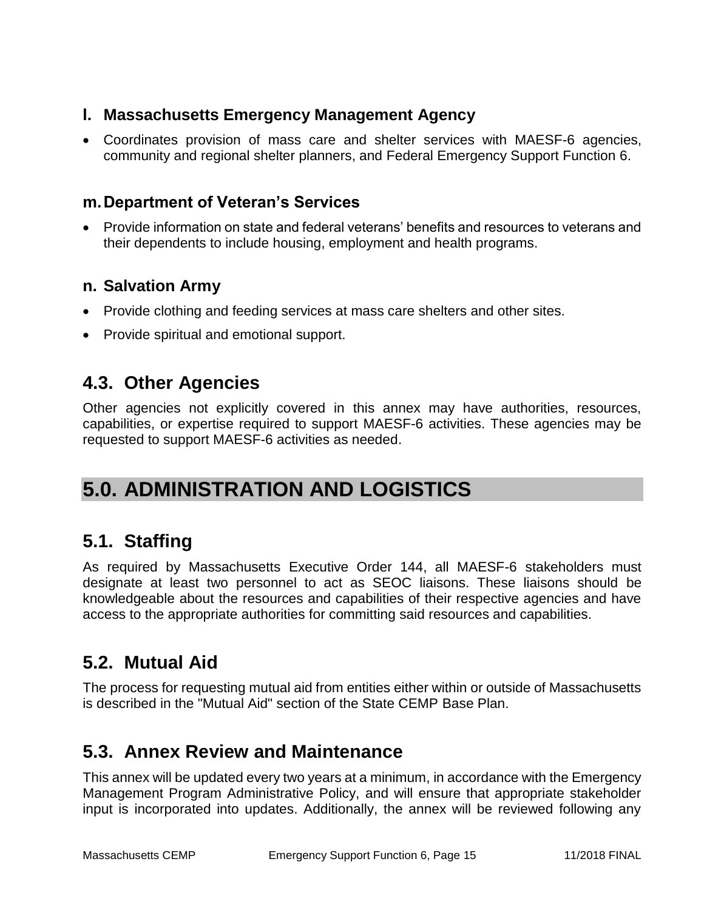### l. Massachusetts Emergency Management Agency

- Coordinates provision of mass care and shelter services with MAESF-6 agencies, community and regional shelter planners, and Federal Emergency Support Function 6.

### m. Department of Veteran's Services

- Provide information on state and federal veterans' benefits and resources to veterans and their dependents to include housing, employment and health programs.

### n. Salvation Army

- Provide clothing and feeding services at mass care shelters and other sites.
- Provide spiritual and emotional support.

## 4.3. Other Agencies

Other agencies not explicitly covered in this annex may have authorities, resources, capabilities, or expertise required to support MAESF-6 activities. These agencies may be requested to support MAESF-6 activities as needed.

# 5.0. ADMINISTRATION AND LOGISTICS

## 5.1. Staffing

As required by Massachusetts Executive Order 144, all MAESF-6 stakeholders must designate at least two personnel to act as SEOC liaisons. These liaisons should be knowledgeable about the resources and capabilities of their respective agencies and have access to the appropriate authorities for committing said resources and capabilities.

## 5.2. Mutual Aid

The process for requesting mutual aid from entities either within or outside of Massachusetts is described in the "Mutual Aid" section of the State CEMP Base Plan.

## 5.3. Annex Review and Maintenance

This annex will be updated every two years at a minimum, in accordance with the Emergency Management Program Administrative Policy, and will ensure that appropriate stakeholder input is incorporated into updates. Additionally, the annex will be reviewed following any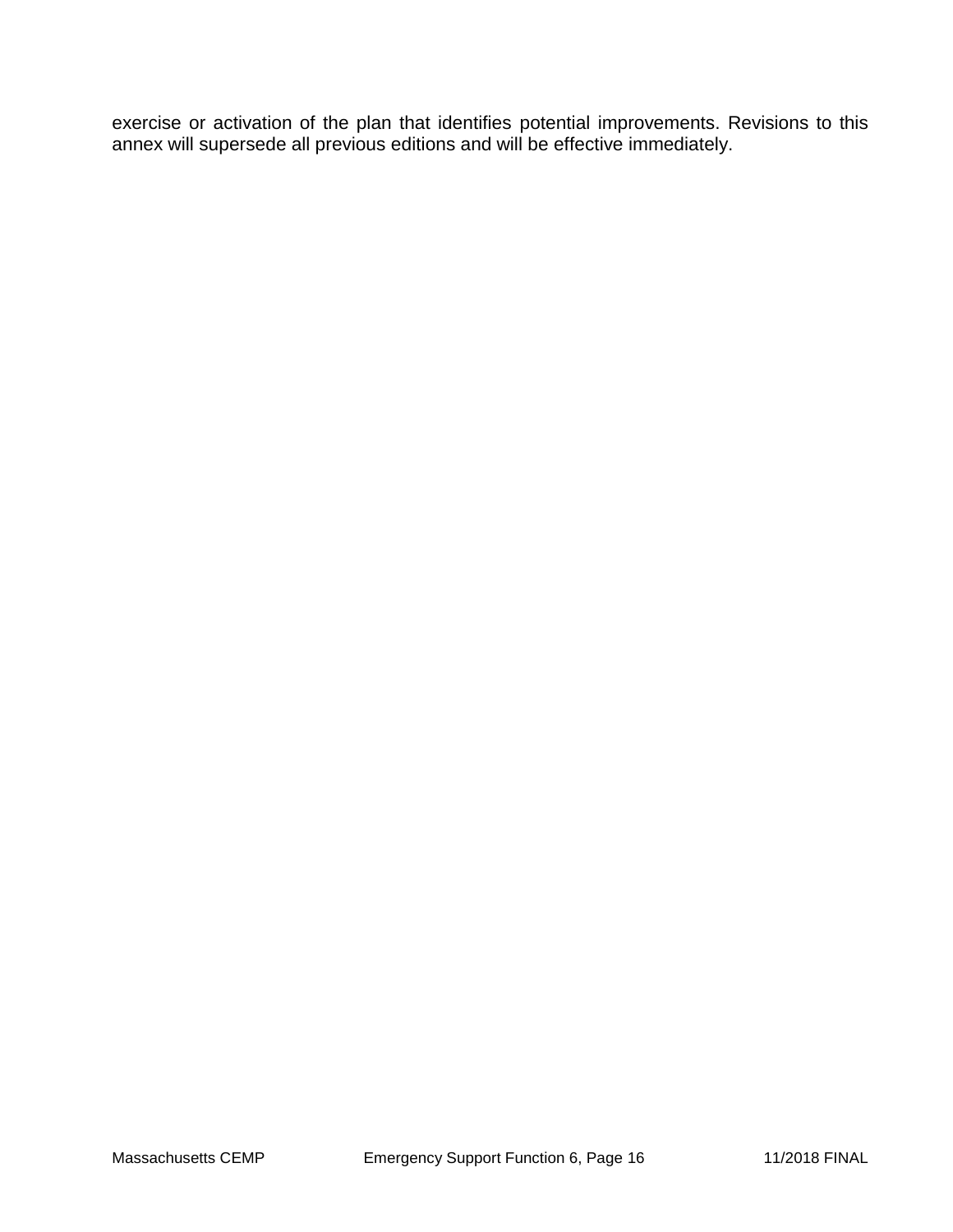exercise or activation of the plan that identifies potential improvements. Revisions to this annex will supersede all previous editions and will be effective immediately.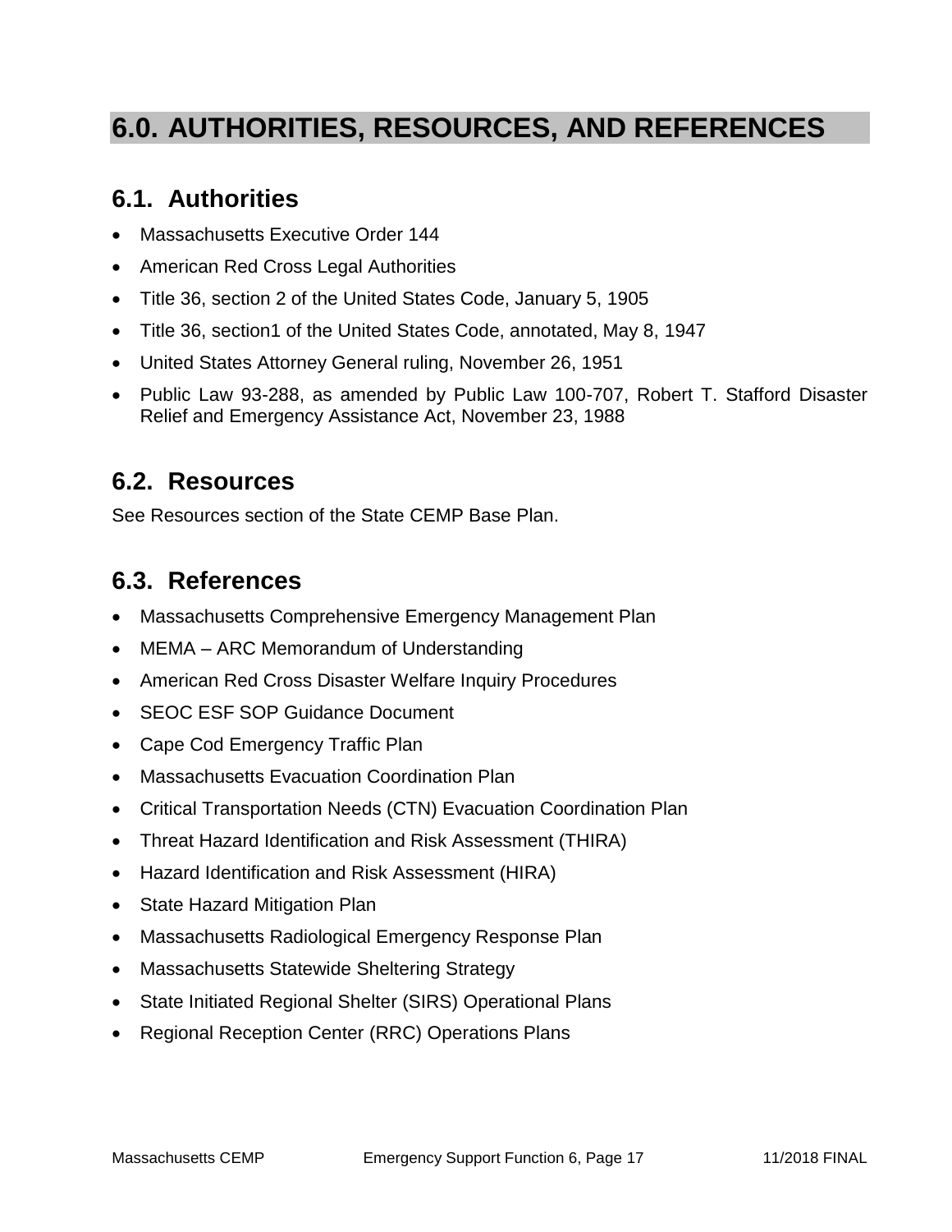# 6.0. AUTHORITIES, RESOURCES, AND REFERENCES

## 6.1. Authorities

- Massachusetts Executive Order 144
- American Red Cross Legal Authorities
- Title 36, section 2 of the United States Code, January 5, 1905
- Title 36, section1 of the United States Code, annotated, May 8, 1947
- United States Attorney General ruling, November 26, 1951
- Public Law 93-288, as amended by Public Law 100-707, Robert T. Stafford Disaster Relief and Emergency Assistance Act, November 23, 1988

## 6.2. Resources

See Resources section of the State CEMP Base Plan.

## 6.3. References

- Massachusetts Comprehensive Emergency Management Plan
- MEMA – ARC Memorandum of Understanding
- American Red Cross Disaster Welfare Inquiry Procedures
- SEOC ESF SOP Guidance Document
- Cape Cod Emergency Traffic Plan
- Massachusetts Evacuation Coordination Plan
- Critical Transportation Needs (CTN) Evacuation Coordination Plan
- Threat Hazard Identification and Risk Assessment (THIRA)
- Hazard Identification and Risk Assessment (HIRA)
- State Hazard Mitigation Plan
- Massachusetts Radiological Emergency Response Plan
- Massachusetts Statewide Sheltering Strategy
- State Initiated Regional Shelter (SIRS) Operational Plans
- Regional Reception Center (RRC) Operations Plans